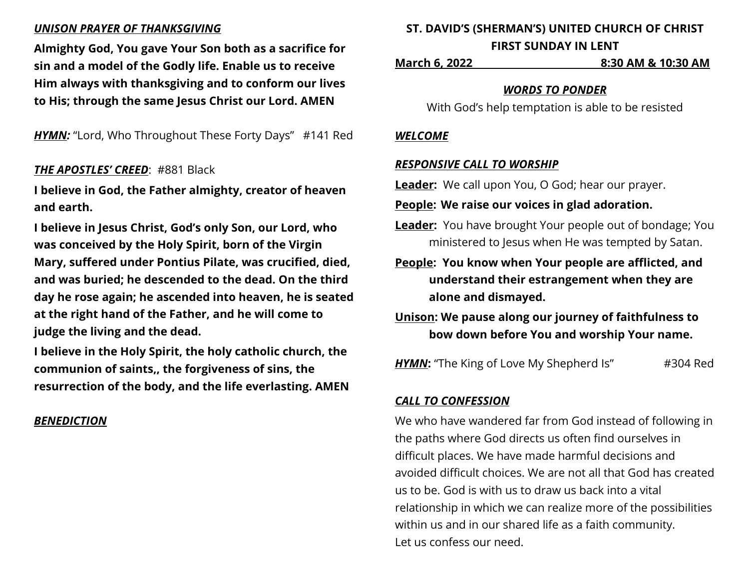***UNISON PRAYER OF THANKSGIVING***

**Almighty God, You gave Your Son both as a sacrifice for sin and a model of the Godly life. Enable us to receive Him always with thanksgiving and to conform our lives to His; through the same Jesus Christ our Lord. AMEN**

***HYMN:*** "Lord, Who Throughout These Forty Days" #141 Red

***THE APOSTLES' CREED***: #881 Black

**I believe in God, the Father almighty, creator of heaven and earth.**

**I believe in Jesus Christ, God's only Son, our Lord, who was conceived by the Holy Spirit, born of the Virgin Mary, suffered under Pontius Pilate, was crucified, died, and was buried; he descended to the dead. On the third day he rose again; he ascended into heaven, he is seated at the right hand of the Father, and he will come to judge the living and the dead.**

**I believe in the Holy Spirit, the holy catholic church, the communion of saints,, the forgiveness of sins, the resurrection of the body, and the life everlasting. AMEN**

***BENEDICTION***

## ST. DAVID'S (SHERMAN'S) UNITED CHURCH OF CHRIST
## FIRST SUNDAY IN LENT

**March 6, 2022 8:30 AM & 10:30 AM**

***WORDS TO PONDER***

With God's help temptation is able to be resisted

***WELCOME***

***RESPONSIVE CALL TO WORSHIP***

**Leader:** We call upon You, O God; hear our prayer.

**People: We raise our voices in glad adoration.**

**Leader:** You have brought Your people out of bondage; You ministered to Jesus when He was tempted by Satan.

**People: You know when Your people are afflicted, and understand their estrangement when they are alone and dismayed.**

**Unison: We pause along our journey of faithfulness to bow down before You and worship Your name.**

***HYMN*:** "The King of Love My Shepherd Is" #304 Red

***CALL TO CONFESSION***

We who have wandered far from God instead of following in the paths where God directs us often find ourselves in difficult places. We have made harmful decisions and avoided difficult choices. We are not all that God has created us to be. God is with us to draw us back into a vital relationship in which we can realize more of the possibilities within us and in our shared life as a faith community.
Let us confess our need.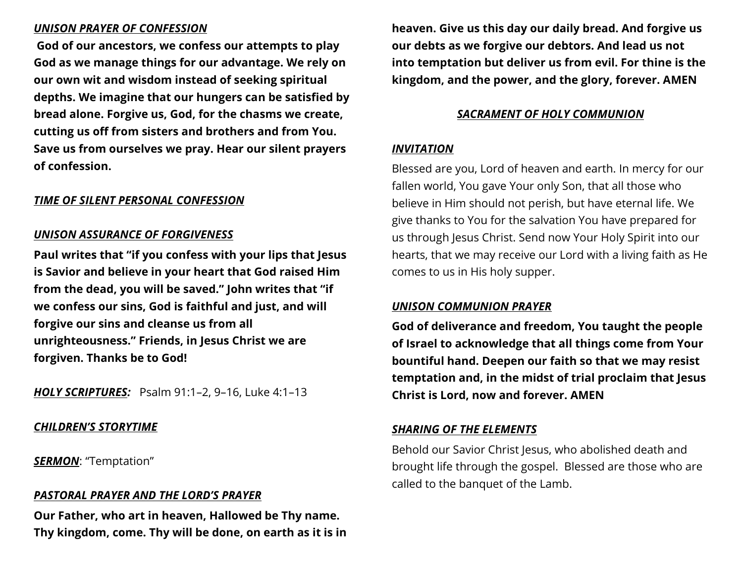***UNISON PRAYER OF CONFESSION***

**God of our ancestors, we confess our attempts to play God as we manage things for our advantage. We rely on our own wit and wisdom instead of seeking spiritual depths. We imagine that our hungers can be satisfied by bread alone. Forgive us, God, for the chasms we create, cutting us off from sisters and brothers and from You. Save us from ourselves we pray. Hear our silent prayers of confession.**

***TIME OF SILENT PERSONAL CONFESSION***

***UNISON ASSURANCE OF FORGIVENESS***

**Paul writes that "if you confess with your lips that Jesus is Savior and believe in your heart that God raised Him from the dead, you will be saved." John writes that "if we confess our sins, God is faithful and just, and will forgive our sins and cleanse us from all unrighteousness." Friends, in Jesus Christ we are forgiven. Thanks be to God!**

***HOLY SCRIPTURES:*** Psalm 91:1–2, 9–16, Luke 4:1–13

***CHILDREN'S STORYTIME***

***SERMON***: "Temptation"

***PASTORAL PRAYER AND THE LORD'S PRAYER***

**Our Father, who art in heaven, Hallowed be Thy name. Thy kingdom, come. Thy will be done, on earth as it is in heaven. Give us this day our daily bread. And forgive us our debts as we forgive our debtors. And lead us not into temptation but deliver us from evil. For thine is the kingdom, and the power, and the glory, forever. AMEN**

***SACRAMENT OF HOLY COMMUNION***

***INVITATION***

Blessed are you, Lord of heaven and earth. In mercy for our fallen world, You gave Your only Son, that all those who believe in Him should not perish, but have eternal life. We give thanks to You for the salvation You have prepared for us through Jesus Christ. Send now Your Holy Spirit into our hearts, that we may receive our Lord with a living faith as He comes to us in His holy supper.

***UNISON COMMUNION PRAYER***

**God of deliverance and freedom, You taught the people of Israel to acknowledge that all things come from Your bountiful hand. Deepen our faith so that we may resist temptation and, in the midst of trial proclaim that Jesus Christ is Lord, now and forever. AMEN**

***SHARING OF THE ELEMENTS***

Behold our Savior Christ Jesus, who abolished death and brought life through the gospel. Blessed are those who are called to the banquet of the Lamb.